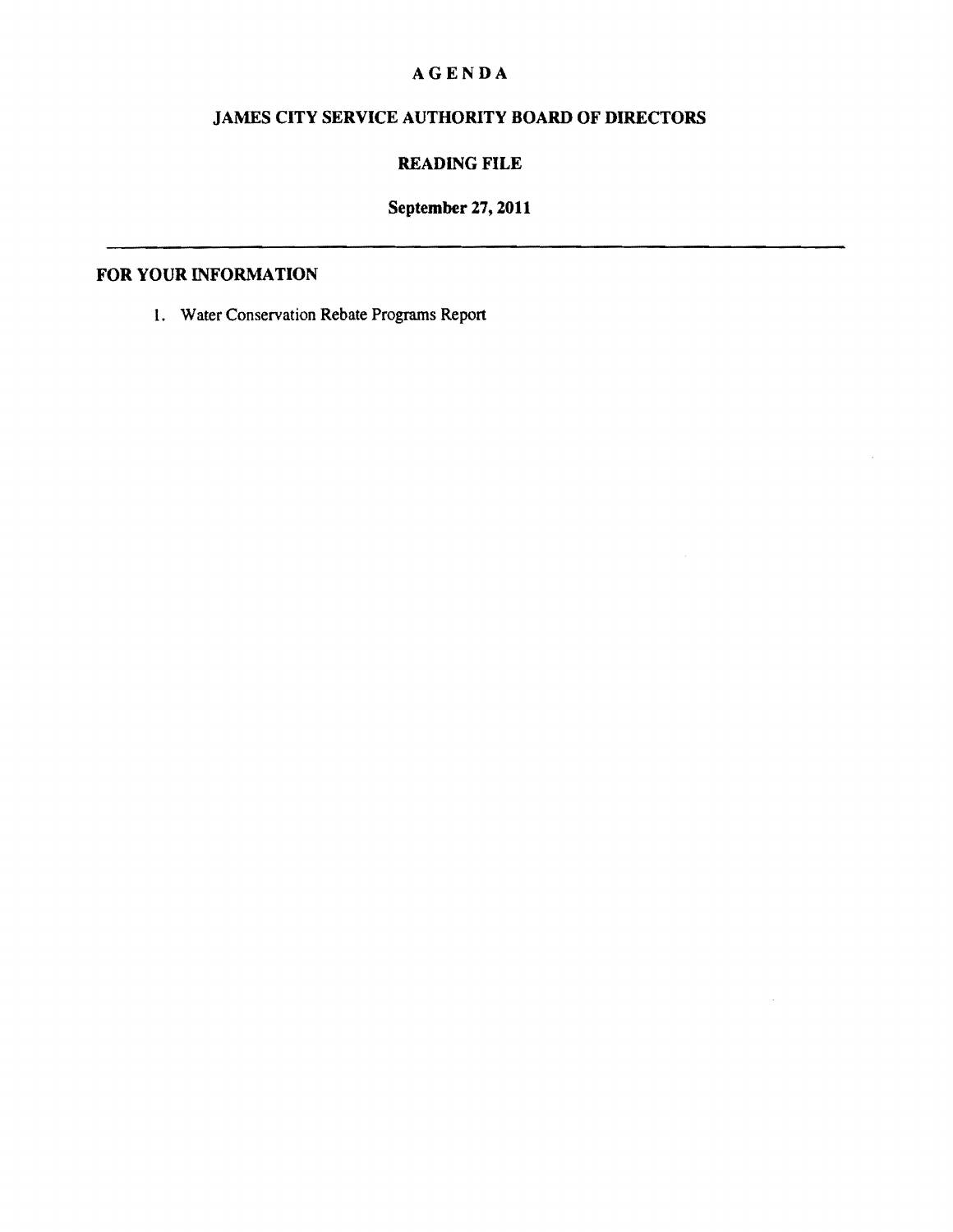# AGENDA

## JAMES CITY SERVICE AUTHORITY BOARD OF DIRECTORS

## READING FILE

**September 27, 2011**

---

**FOR YOUR INFORMATION**

1. Water Conservation Rebate Programs Report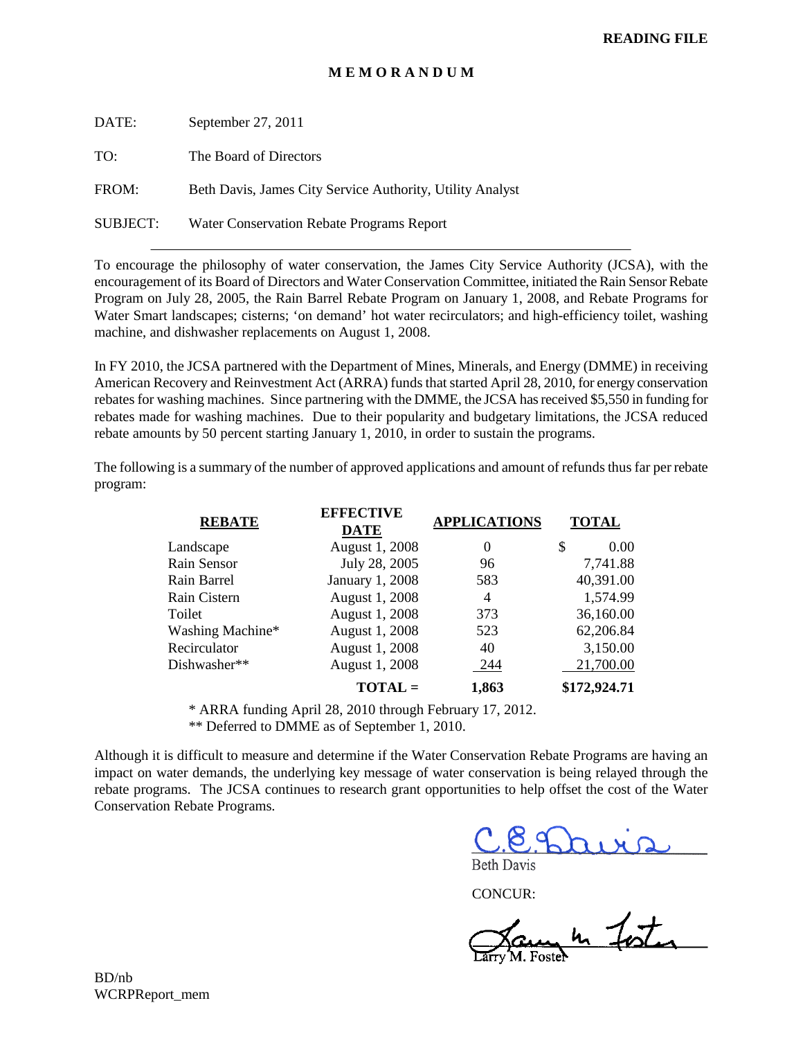**READING FILE**

# M E M O R A N D U M

DATE: September 27, 2011

TO: The Board of Directors

FROM: Beth Davis, James City Service Authority, Utility Analyst

SUBJECT: Water Conservation Rebate Programs Report

---

To encourage the philosophy of water conservation, the James City Service Authority (JCSA), with the encouragement of its Board of Directors and Water Conservation Committee, initiated the Rain Sensor Rebate Program on July 28, 2005, the Rain Barrel Rebate Program on January 1, 2008, and Rebate Programs for Water Smart landscapes; cisterns; 'on demand' hot water recirculators; and high-efficiency toilet, washing machine, and dishwasher replacements on August 1, 2008.

In FY 2010, the JCSA partnered with the Department of Mines, Minerals, and Energy (DMME) in receiving American Recovery and Reinvestment Act (ARRA) funds that started April 28, 2010, for energy conservation rebates for washing machines. Since partnering with the DMME, the JCSA has received $5,550 in funding for rebates made for washing machines. Due to their popularity and budgetary limitations, the JCSA reduced rebate amounts by 50 percent starting January 1, 2010, in order to sustain the programs.

The following is a summary of the number of approved applications and amount of refunds thus far per rebate program:

| REBATE | EFFECTIVE DATE | APPLICATIONS | TOTAL |
|---|---|---|---|
| Landscape | August 1, 2008 | 0 | $ 0.00 |
| Rain Sensor | July 28, 2005 | 96 | 7,741.88 |
| Rain Barrel | January 1, 2008 | 583 | 40,391.00 |
| Rain Cistern | August 1, 2008 | 4 | 1,574.99 |
| Toilet | August 1, 2008 | 373 | 36,160.00 |
| Washing Machine* | August 1, 2008 | 523 | 62,206.84 |
| Recirculator | August 1, 2008 | 40 | 3,150.00 |
| Dishwasher** | August 1, 2008 | 244 | 21,700.00 |
| | **TOTAL =** | **1,863** | **$172,924.71** |

\* ARRA funding April 28, 2010 through February 17, 2012.

\*\* Deferred to DMME as of September 1, 2010.

Although it is difficult to measure and determine if the Water Conservation Rebate Programs are having an impact on water demands, the underlying key message of water conservation is being relayed through the rebate programs. The JCSA continues to research grant opportunities to help offset the cost of the Water Conservation Rebate Programs.

C.B. Davis

Beth Davis

CONCUR:

Larry M. Foster

Larry M. Foster

BD/nb

WCRPReport_mem